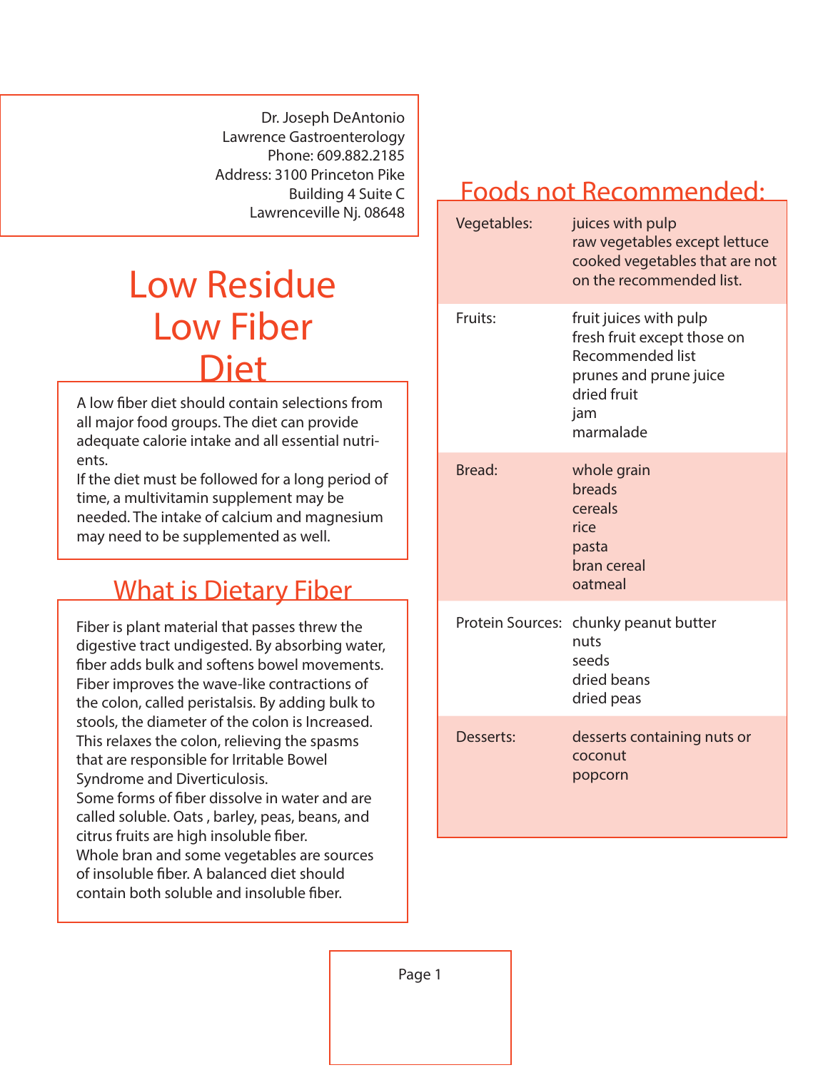Dr. Joseph DeAntonio
Lawrence Gastroenterology
Phone: 609.882.2185
Address: 3100 Princeton Pike
Building 4 Suite C
Lawrenceville Nj. 08648

# Low Residue Low Fiber Diet

A low fiber diet should contain selections from all major food groups. The diet can provide adequate calorie intake and all essential nutrients.
If the diet must be followed for a long period of time, a multivitamin supplement may be needed. The intake of calcium and magnesium may need to be supplemented as well.

## What is Dietary Fiber

Fiber is plant material that passes threw the digestive tract undigested. By absorbing water, fiber adds bulk and softens bowel movements. Fiber improves the wave-like contractions of the colon, called peristalsis. By adding bulk to stools, the diameter of the colon is Increased. This relaxes the colon, relieving the spasms that are responsible for Irritable Bowel Syndrome and Diverticulosis.
Some forms of fiber dissolve in water and are called soluble. Oats , barley, peas, beans, and citrus fruits are high insoluble fiber.
Whole bran and some vegetables are sources of insoluble fiber. A balanced diet should contain both soluble and insoluble fiber.

## Foods not Recommended:

| | |
|---|---|
| Vegetables: | juices with pulp<br>raw vegetables except lettuce<br>cooked vegetables that are not on the recommended list. |
| Fruits: | fruit juices with pulp<br>fresh fruit except those on Recommended list<br>prunes and prune juice<br>dried fruit<br>jam<br>marmalade |
| Bread: | whole grain<br>breads<br>cereals<br>rice<br>pasta<br>bran cereal<br>oatmeal |
| Protein Sources: | chunky peanut butter<br>nuts<br>seeds<br>dried beans<br>dried peas |
| Desserts: | desserts containing nuts or coconut<br>popcorn |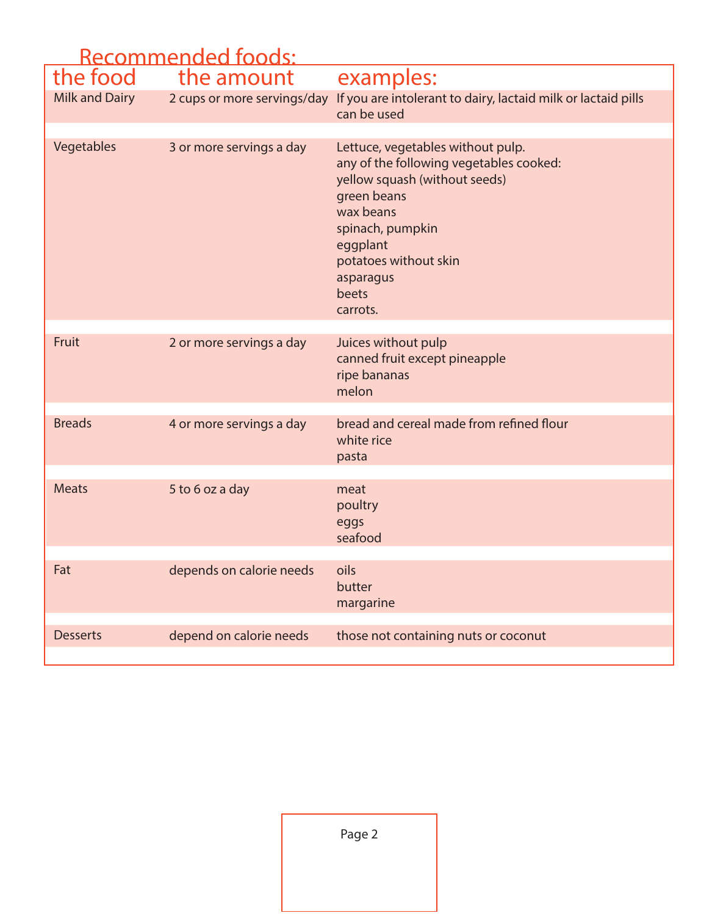## Recommended foods:

| the food | the amount | examples: |
| --- | --- | --- |
| Milk and Dairy | 2 cups or more servings/day | If you are intolerant to dairy, lactaid milk or lactaid pills can be used |
| Vegetables | 3 or more servings a day | Lettuce, vegetables without pulp.<br>any of the following vegetables cooked:<br>yellow squash (without seeds)<br>green beans<br>wax beans<br>spinach, pumpkin<br>eggplant<br>potatoes without skin<br>asparagus<br>beets<br>carrots. |
| Fruit | 2 or more servings a day | Juices without pulp<br>canned fruit except pineapple<br>ripe bananas<br>melon |
| Breads | 4 or more servings a day | bread and cereal made from refined flour<br>white rice<br>pasta |
| Meats | 5 to 6 oz a day | meat<br>poultry<br>eggs<br>seafood |
| Fat | depends on calorie needs | oils<br>butter<br>margarine |
| Desserts | depend on calorie needs | those not containing nuts or coconut |